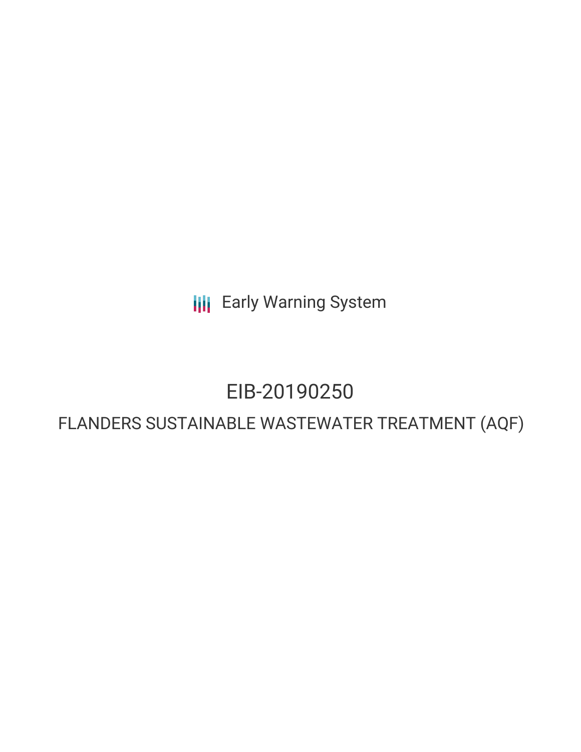Early Warning System

# EIB-20190250

## FLANDERS SUSTAINABLE WASTEWATER TREATMENT (AQF)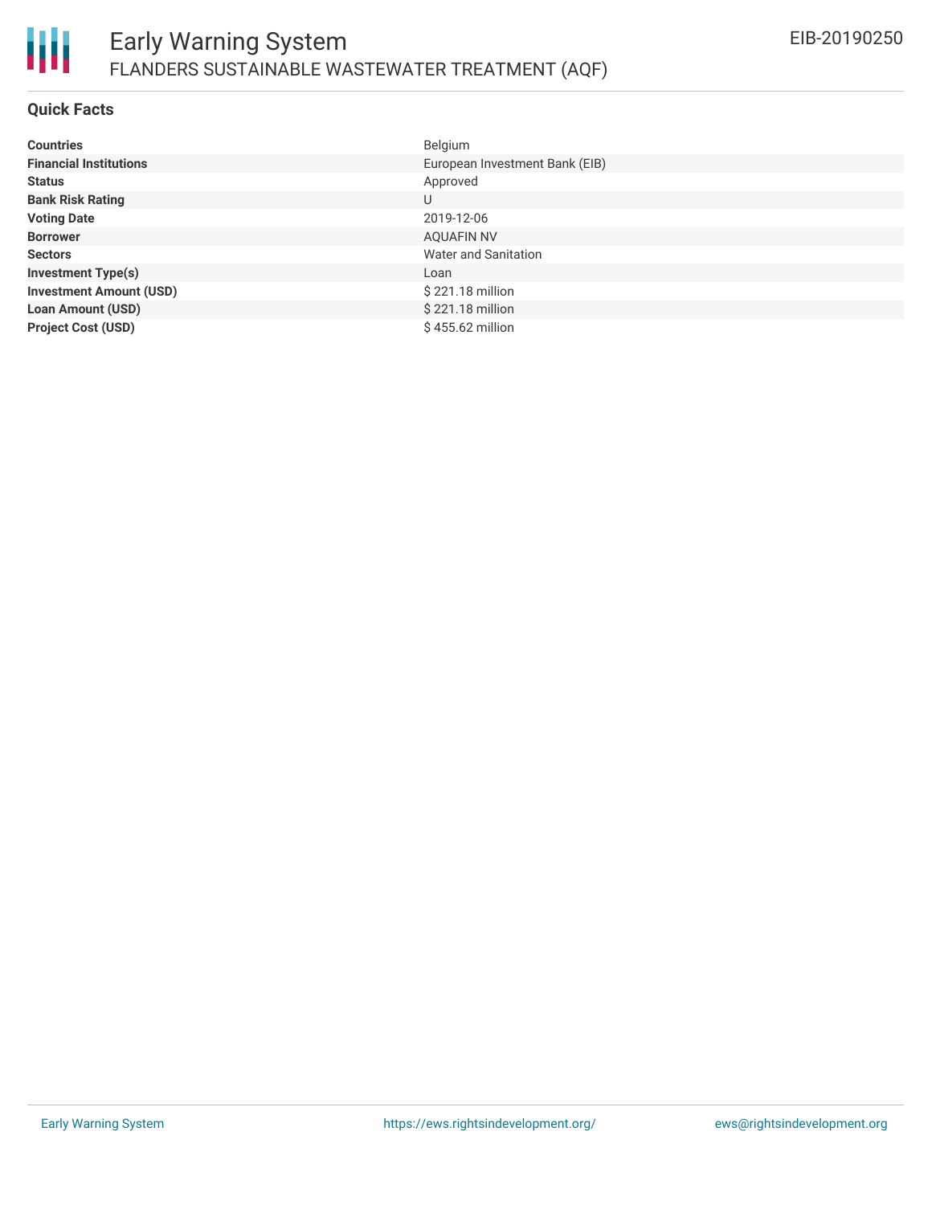## Quick Facts

| | |
|---|---|
| **Countries** | Belgium |
| **Financial Institutions** | European Investment Bank (EIB) |
| **Status** | Approved |
| **Bank Risk Rating** | U |
| **Voting Date** | 2019-12-06 |
| **Borrower** | AQUAFIN NV |
| **Sectors** | Water and Sanitation |
| **Investment Type(s)** | Loan |
| **Investment Amount (USD)** | $ 221.18 million |
| **Loan Amount (USD)** | $ 221.18 million |
| **Project Cost (USD)** | $ 455.62 million |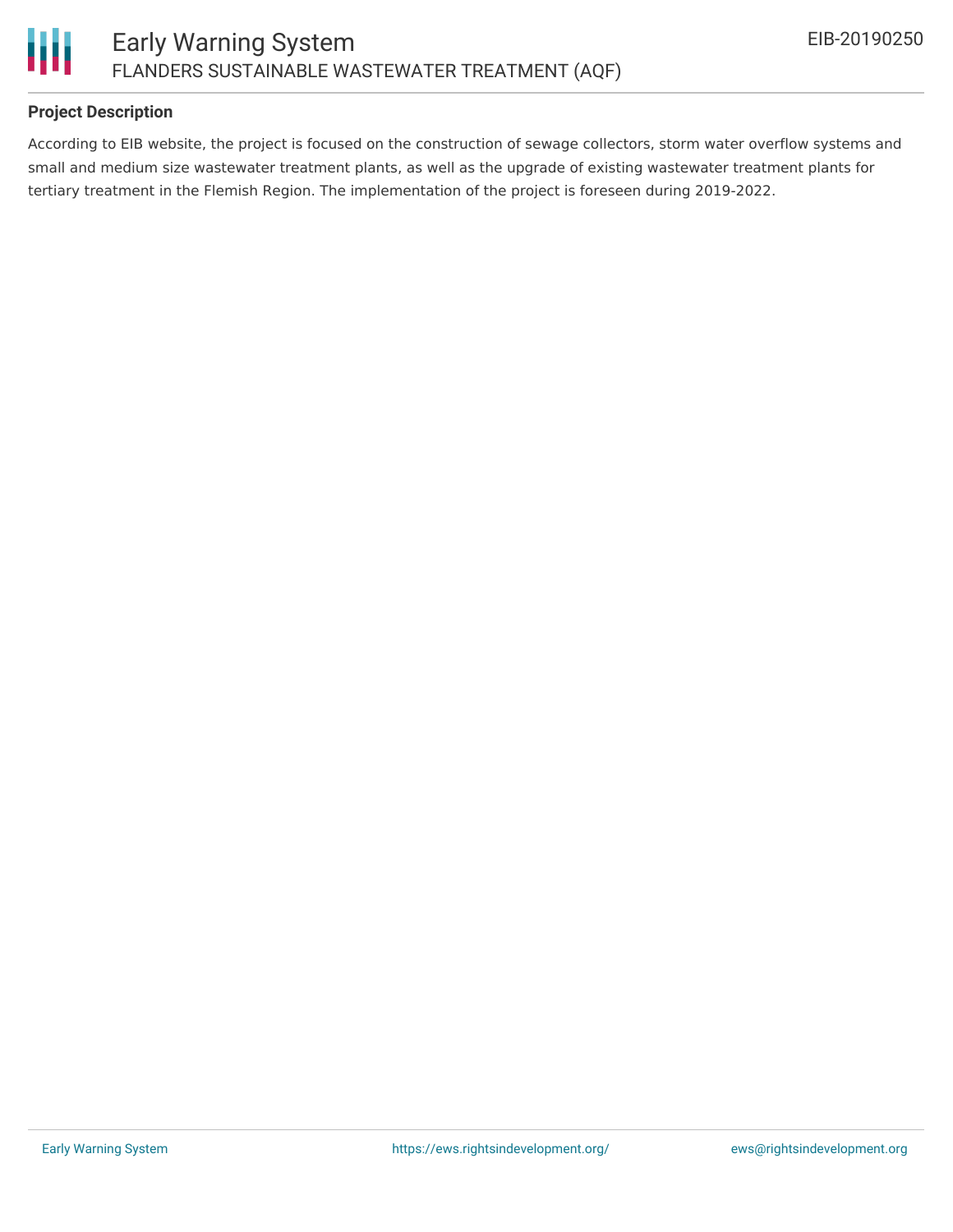## Project Description

According to EIB website, the project is focused on the construction of sewage collectors, storm water overflow systems and small and medium size wastewater treatment plants, as well as the upgrade of existing wastewater treatment plants for tertiary treatment in the Flemish Region. The implementation of the project is foreseen during 2019-2022.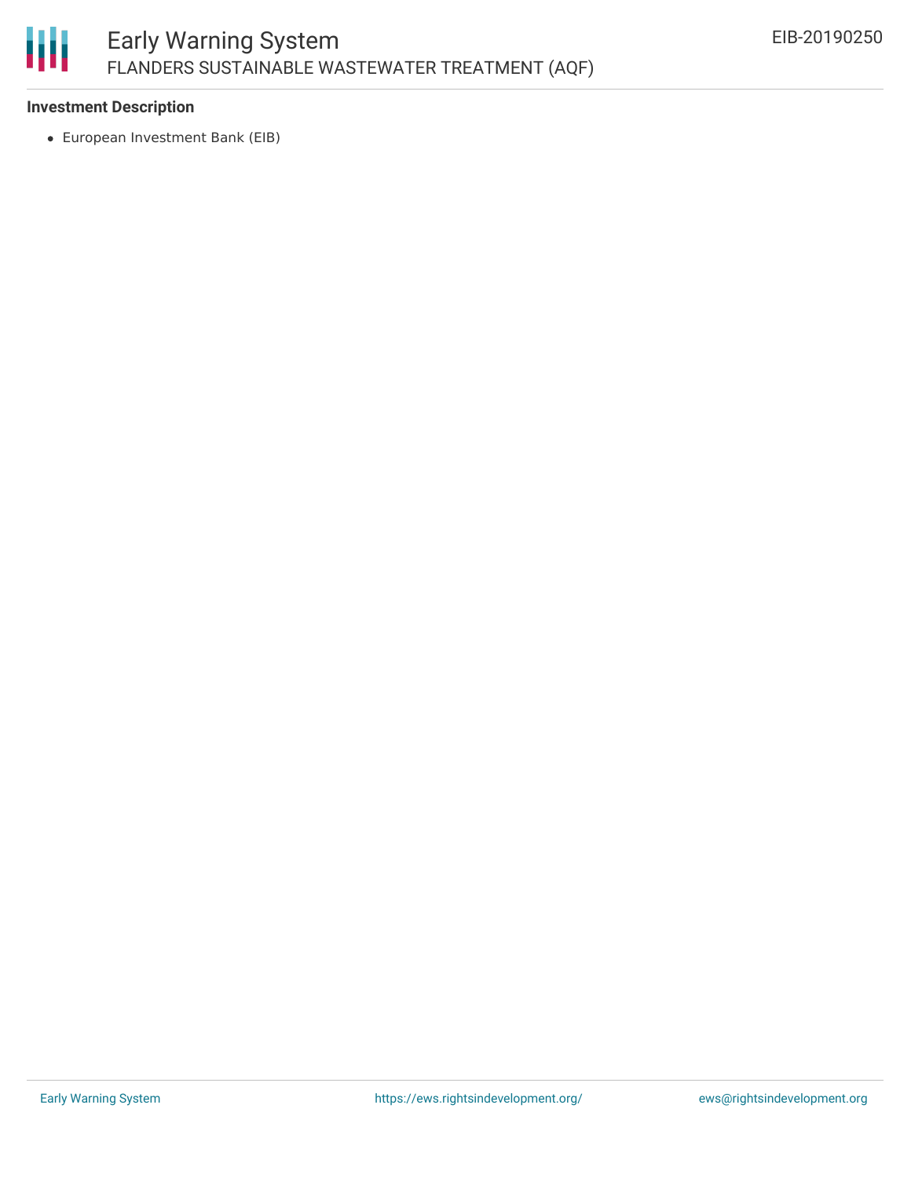**Investment Description**

- European Investment Bank (EIB)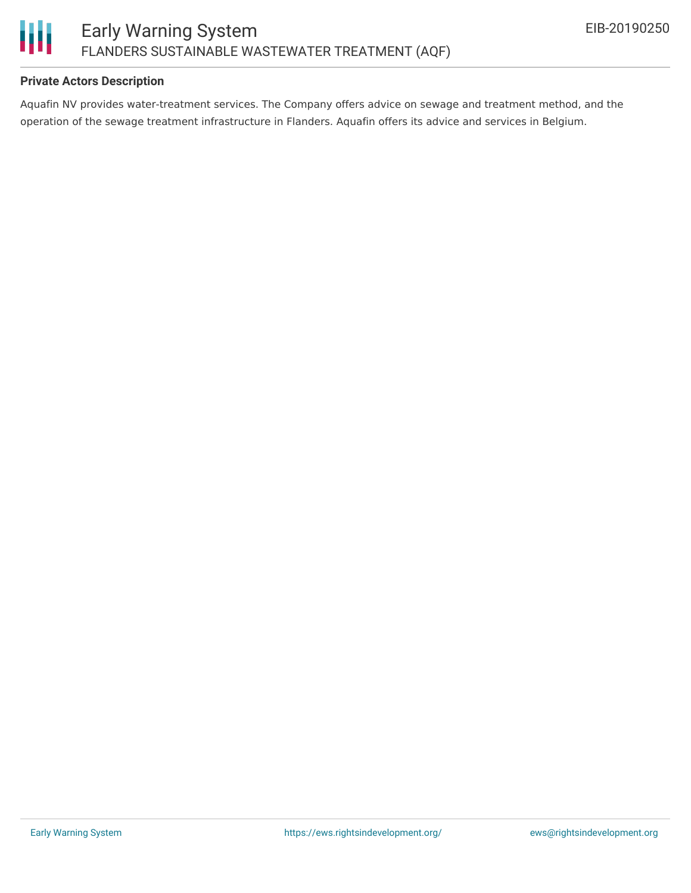### Private Actors Description

Aquafin NV provides water-treatment services. The Company offers advice on sewage and treatment method, and the operation of the sewage treatment infrastructure in Flanders. Aquafin offers its advice and services in Belgium.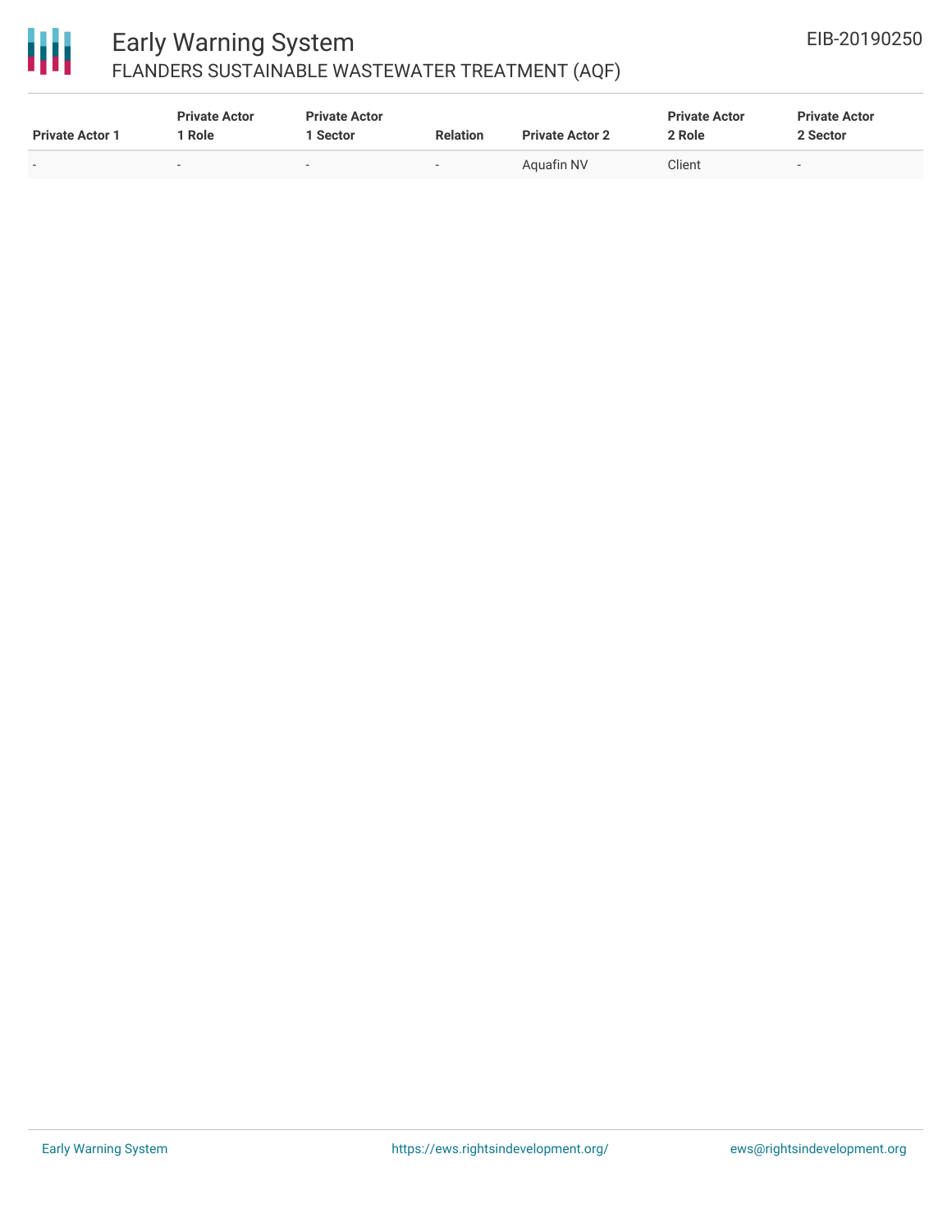| Private Actor 1 | Private Actor 1 Role | Private Actor 1 Sector | Relation | Private Actor 2 | Private Actor 2 Role | Private Actor 2 Sector |
| --- | --- | --- | --- | --- | --- | --- |
| - | - | - | - | Aquafin NV | Client | - |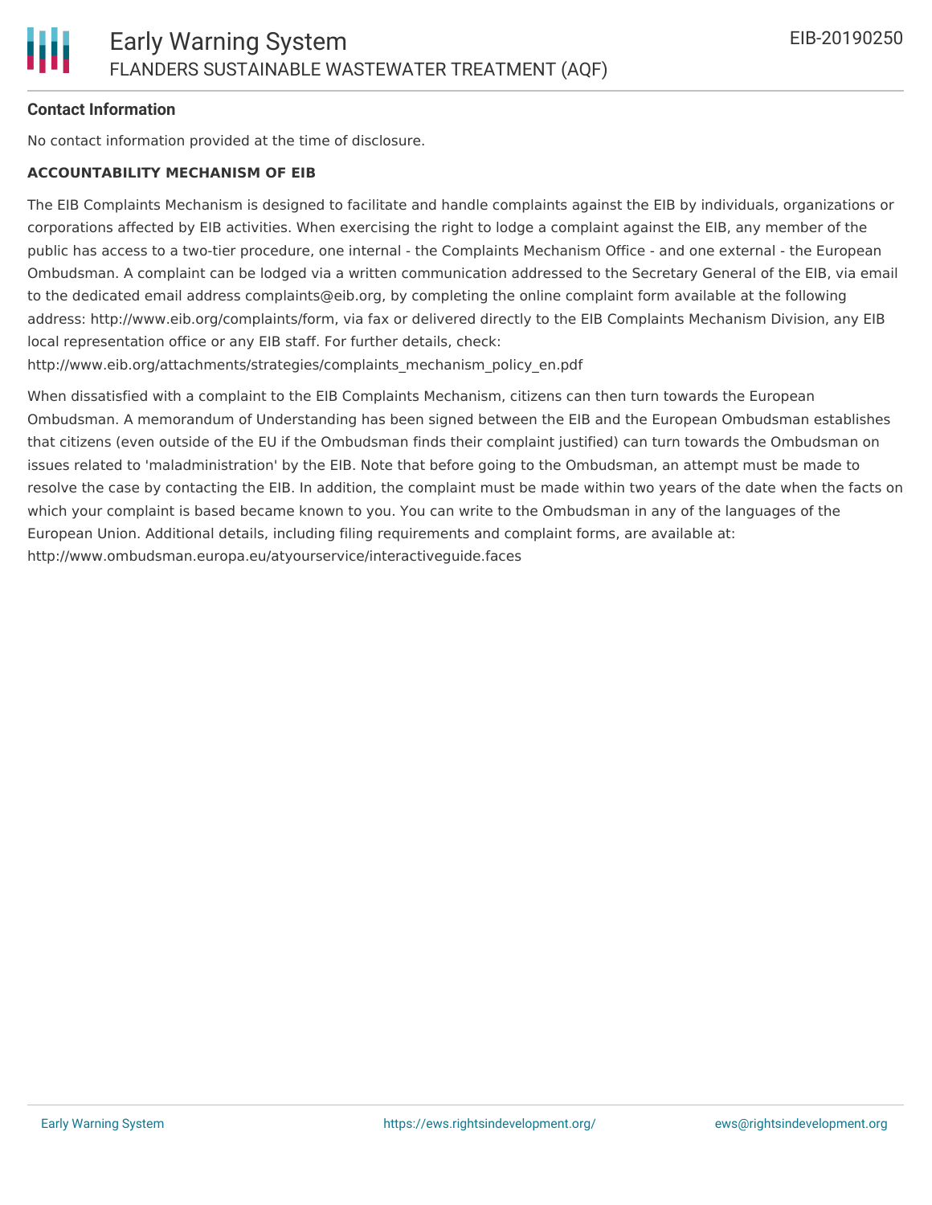### Contact Information

No contact information provided at the time of disclosure.

**ACCOUNTABILITY MECHANISM OF EIB**

The EIB Complaints Mechanism is designed to facilitate and handle complaints against the EIB by individuals, organizations or corporations affected by EIB activities. When exercising the right to lodge a complaint against the EIB, any member of the public has access to a two-tier procedure, one internal - the Complaints Mechanism Office - and one external - the European Ombudsman. A complaint can be lodged via a written communication addressed to the Secretary General of the EIB, via email to the dedicated email address complaints@eib.org, by completing the online complaint form available at the following address: http://www.eib.org/complaints/form, via fax or delivered directly to the EIB Complaints Mechanism Division, any EIB local representation office or any EIB staff. For further details, check: http://www.eib.org/attachments/strategies/complaints_mechanism_policy_en.pdf

When dissatisfied with a complaint to the EIB Complaints Mechanism, citizens can then turn towards the European Ombudsman. A memorandum of Understanding has been signed between the EIB and the European Ombudsman establishes that citizens (even outside of the EU if the Ombudsman finds their complaint justified) can turn towards the Ombudsman on issues related to 'maladministration' by the EIB. Note that before going to the Ombudsman, an attempt must be made to resolve the case by contacting the EIB. In addition, the complaint must be made within two years of the date when the facts on which your complaint is based became known to you. You can write to the Ombudsman in any of the languages of the European Union. Additional details, including filing requirements and complaint forms, are available at: http://www.ombudsman.europa.eu/atyourservice/interactiveguide.faces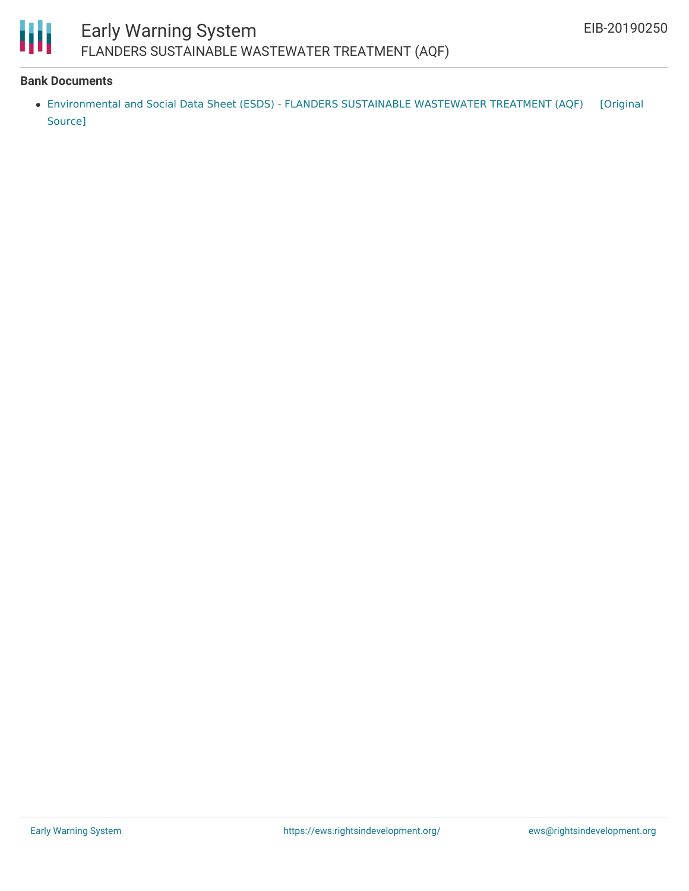### Bank Documents

- Environmental and Social Data Sheet (ESDS) - FLANDERS SUSTAINABLE WASTEWATER TREATMENT (AQF) [Original Source]